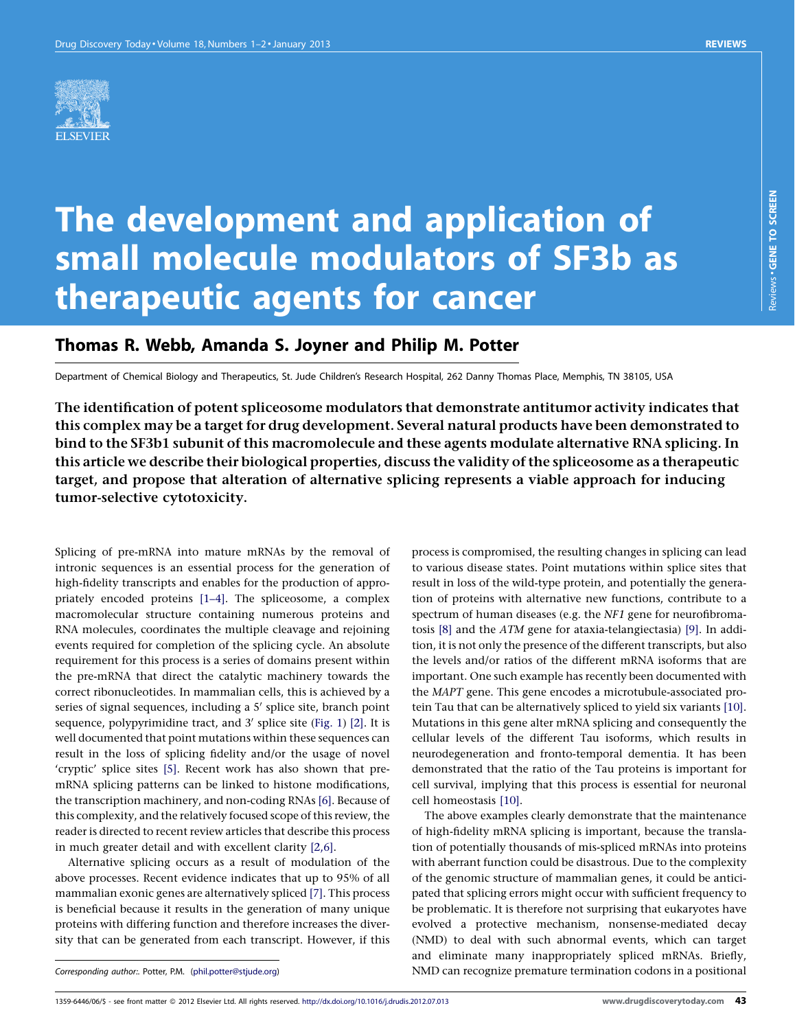# The development and application of small molecule modulators of SF3b as therapeutic agents for cancer

## Thomas R. Webb, Amanda S. Joyner and Philip M. Potter

Department of Chemical Biology and Therapeutics, St. Jude Children's Research Hospital, 262 Danny Thomas Place, Memphis, TN 38105, USA

**The identification of potent spliceosome modulators that demonstrate antitumor activity indicates that this complex may be a target for drug development. Several natural products have been demonstrated to bind to the SF3b1 subunit of this macromolecule and these agents modulate alternative RNA splicing. In this article we describe their biological properties, discuss the validity of the spliceosome as a therapeutic target, and propose that alteration of alternative splicing represents a viable approach for inducing tumor-selective cytotoxicity.**

Splicing of pre-mRNA into mature mRNAs by the removal of intronic sequences is an essential process for the generation of high-fidelity transcripts and enables for the production of appropriately encoded proteins [1–4]. The spliceosome, a complex macromolecular structure containing numerous proteins and RNA molecules, coordinates the multiple cleavage and rejoining events required for completion of the splicing cycle. An absolute requirement for this process is a series of domains present within the pre-mRNA that direct the catalytic machinery towards the correct ribonucleotides. In mammalian cells, this is achieved by a series of signal sequences, including a 5′ splice site, branch point sequence, polypyrimidine tract, and 3′ splice site (Fig. 1) [2]. It is well documented that point mutations within these sequences can result in the loss of splicing fidelity and/or the usage of novel 'cryptic' splice sites [5]. Recent work has also shown that pre-mRNA splicing patterns can be linked to histone modifications, the transcription machinery, and non-coding RNAs [6]. Because of this complexity, and the relatively focused scope of this review, the reader is directed to recent review articles that describe this process in much greater detail and with excellent clarity [2,6].

Alternative splicing occurs as a result of modulation of the above processes. Recent evidence indicates that up to 95% of all mammalian exonic genes are alternatively spliced [7]. This process is beneficial because it results in the generation of many unique proteins with differing function and therefore increases the diversity that can be generated from each transcript. However, if this process is compromised, the resulting changes in splicing can lead to various disease states. Point mutations within splice sites that result in loss of the wild-type protein, and potentially the generation of proteins with alternative new functions, contribute to a spectrum of human diseases (e.g. the *NF1* gene for neurofibromatosis [8] and the *ATM* gene for ataxia-telangiectasia) [9]. In addition, it is not only the presence of the different transcripts, but also the levels and/or ratios of the different mRNA isoforms that are important. One such example has recently been documented with the *MAPT* gene. This gene encodes a microtubule-associated protein Tau that can be alternatively spliced to yield six variants [10]. Mutations in this gene alter mRNA splicing and consequently the cellular levels of the different Tau isoforms, which results in neurodegeneration and fronto-temporal dementia. It has been demonstrated that the ratio of the Tau proteins is important for cell survival, implying that this process is essential for neuronal cell homeostasis [10].

The above examples clearly demonstrate that the maintenance of high-fidelity mRNA splicing is important, because the translation of potentially thousands of mis-spliced mRNAs into proteins with aberrant function could be disastrous. Due to the complexity of the genomic structure of mammalian genes, it could be anticipated that splicing errors might occur with sufficient frequency to be problematic. It is therefore not surprising that eukaryotes have evolved a protective mechanism, nonsense-mediated decay (NMD) to deal with such abnormal events, which can target and eliminate many inappropriately spliced mRNAs. Briefly, NMD can recognize premature termination codons in a positional

Corresponding author:. Potter, P.M. (phil.potter@stjude.org)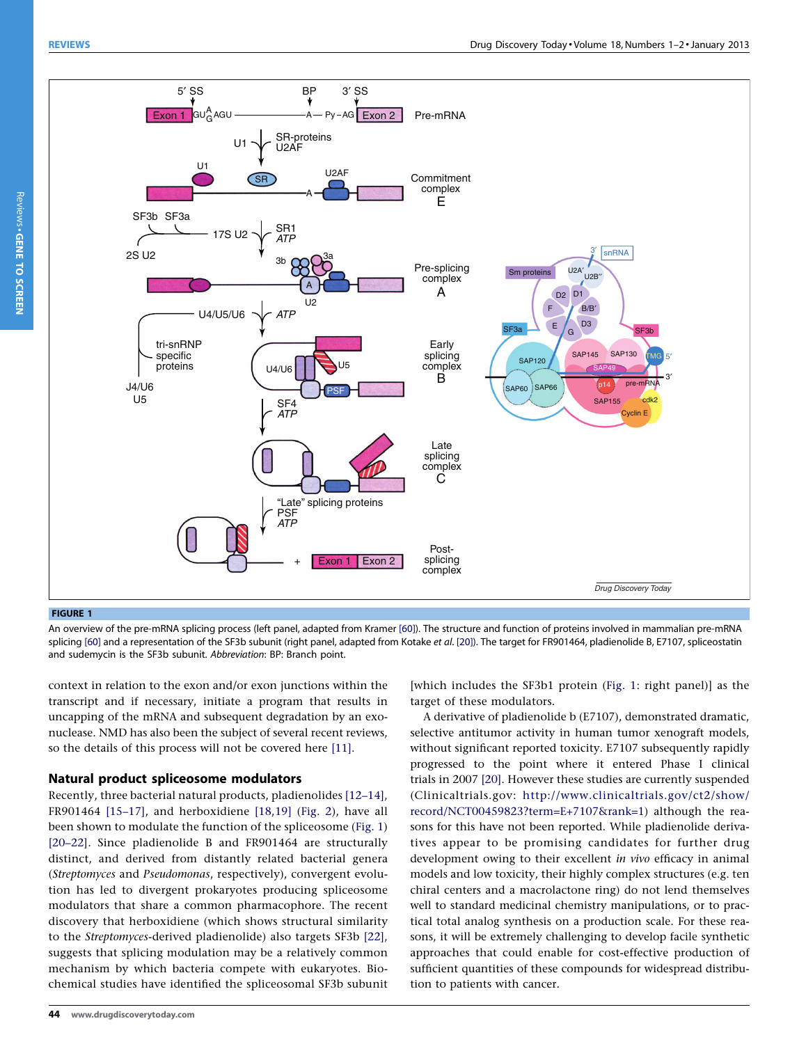**FIGURE 1**

An overview of the pre-mRNA splicing process (left panel, adapted from Kramer [60]). The structure and function of proteins involved in mammalian pre-mRNA splicing [60] and a representation of the SF3b subunit (right panel, adapted from Kotake *et al.* [20]). The target for FR901464, pladienolide B, E7107, spliceostatin and sudemycin is the SF3b subunit. *Abbreviation*: BP: Branch point.

context in relation to the exon and/or exon junctions within the transcript and if necessary, initiate a program that results in uncapping of the mRNA and subsequent degradation by an exonuclease. NMD has also been the subject of several recent reviews, so the details of this process will not be covered here [11].

## Natural product spliceosome modulators

Recently, three bacterial natural products, pladienolides [12–14], FR901464 [15–17], and herboxidiene [18,19] (Fig. 2), have all been shown to modulate the function of the spliceosome (Fig. 1) [20–22]. Since pladienolide B and FR901464 are structurally distinct, and derived from distantly related bacterial genera (*Streptomyces* and *Pseudomonas*, respectively), convergent evolution has led to divergent prokaryotes producing spliceosome modulators that share a common pharmacophore. The recent discovery that herboxidiene (which shows structural similarity to the *Streptomyces*-derived pladienolide) also targets SF3b [22], suggests that splicing modulation may be a relatively common mechanism by which bacteria compete with eukaryotes. Biochemical studies have identified the spliceosomal SF3b subunit [which includes the SF3b1 protein (Fig. 1: right panel)] as the target of these modulators.

A derivative of pladienolide b (E7107), demonstrated dramatic, selective antitumor activity in human tumor xenograft models, without significant reported toxicity. E7107 subsequently rapidly progressed to the point where it entered Phase I clinical trials in 2007 [20]. However these studies are currently suspended (Clinicaltrials.gov: http://www.clinicaltrials.gov/ct2/show/record/NCT00459823?term=E+7107&rank=1) although the reasons for this have not been reported. While pladienolide derivatives appear to be promising candidates for further drug development owing to their excellent *in vivo* efficacy in animal models and low toxicity, their highly complex structures (e.g. ten chiral centers and a macrolactone ring) do not lend themselves well to standard medicinal chemistry manipulations, or to practical total analog synthesis on a production scale. For these reasons, it will be extremely challenging to develop facile synthetic approaches that could enable for cost-effective production of sufficient quantities of these compounds for widespread distribution to patients with cancer.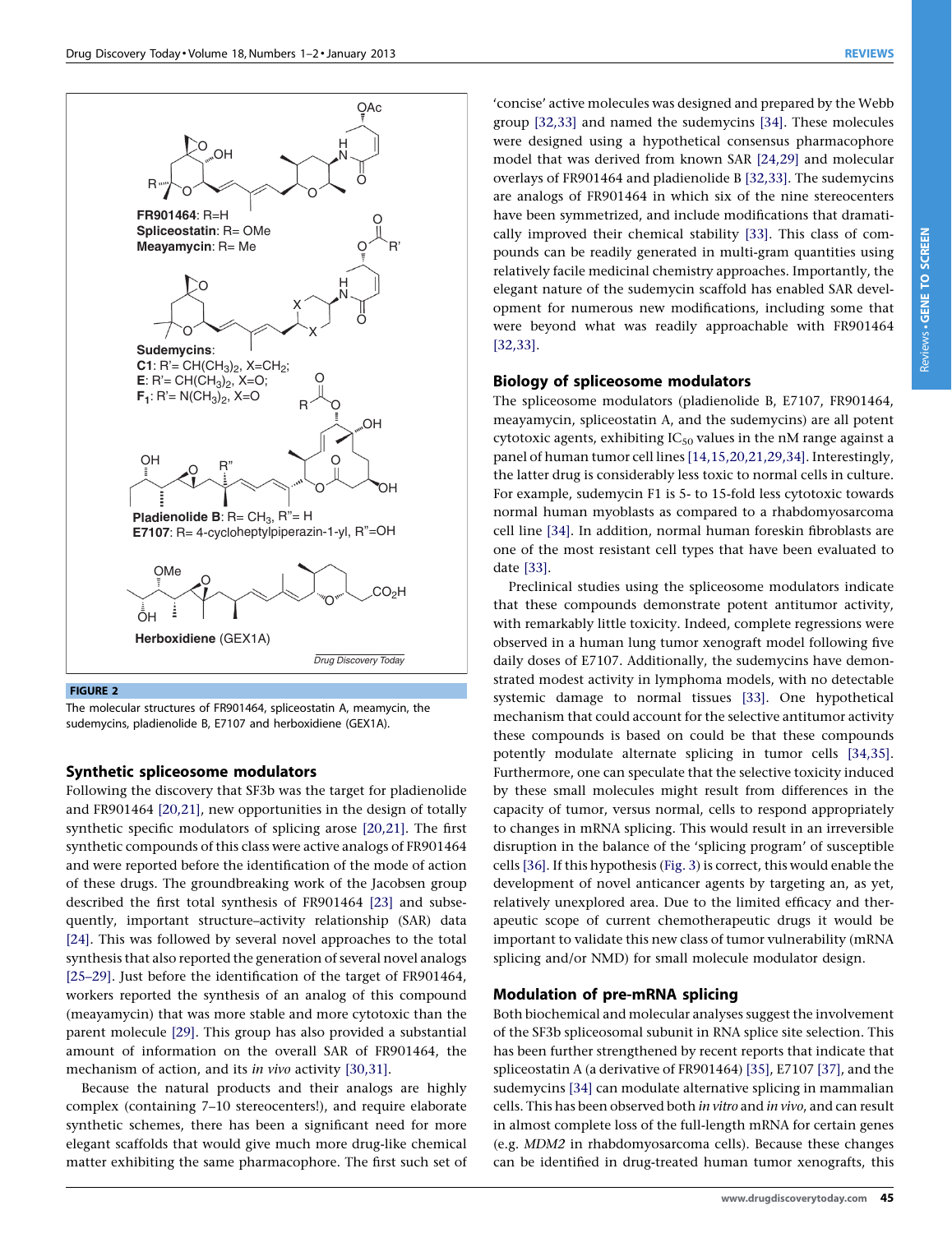**FIGURE 2**

The molecular structures of FR901464, spliceostatin A, meamycin, the sudemycins, pladienolide B, E7107 and herboxidiene (GEX1A).

### Synthetic spliceosome modulators

Following the discovery that SF3b was the target for pladienolide and FR901464 [20,21], new opportunities in the design of totally synthetic specific modulators of splicing arose [20,21]. The first synthetic compounds of this class were active analogs of FR901464 and were reported before the identification of the mode of action of these drugs. The groundbreaking work of the Jacobsen group described the first total synthesis of FR901464 [23] and subsequently, important structure–activity relationship (SAR) data [24]. This was followed by several novel approaches to the total synthesis that also reported the generation of several novel analogs [25–29]. Just before the identification of the target of FR901464, workers reported the synthesis of an analog of this compound (meayamycin) that was more stable and more cytotoxic than the parent molecule [29]. This group has also provided a substantial amount of information on the overall SAR of FR901464, the mechanism of action, and its *in vivo* activity [30,31].

Because the natural products and their analogs are highly complex (containing 7–10 stereocenters!), and require elaborate synthetic schemes, there has been a significant need for more elegant scaffolds that would give much more drug-like chemical matter exhibiting the same pharmacophore. The first such set of 'concise' active molecules was designed and prepared by the Webb group [32,33] and named the sudemycins [34]. These molecules were designed using a hypothetical consensus pharmacophore model that was derived from known SAR [24,29] and molecular overlays of FR901464 and pladienolide B [32,33]. The sudemycins are analogs of FR901464 in which six of the nine stereocenters have been symmetrized, and include modifications that dramatically improved their chemical stability [33]. This class of compounds can be readily generated in multi-gram quantities using relatively facile medicinal chemistry approaches. Importantly, the elegant nature of the sudemycin scaffold has enabled SAR development for numerous new modifications, including some that were beyond what was readily approachable with FR901464 [32,33].

### Biology of spliceosome modulators

The spliceosome modulators (pladienolide B, E7107, FR901464, meayamycin, spliceostatin A, and the sudemycins) are all potent cytotoxic agents, exhibiting $IC_{50}$ values in the nM range against a panel of human tumor cell lines [14,15,20,21,29,34]. Interestingly, the latter drug is considerably less toxic to normal cells in culture. For example, sudemycin F1 is 5- to 15-fold less cytotoxic towards normal human myoblasts as compared to a rhabdomyosarcoma cell line [34]. In addition, normal human foreskin fibroblasts are one of the most resistant cell types that have been evaluated to date [33].

Preclinical studies using the spliceosome modulators indicate that these compounds demonstrate potent antitumor activity, with remarkably little toxicity. Indeed, complete regressions were observed in a human lung tumor xenograft model following five daily doses of E7107. Additionally, the sudemycins have demonstrated modest activity in lymphoma models, with no detectable systemic damage to normal tissues [33]. One hypothetical mechanism that could account for the selective antitumor activity these compounds is based on could be that these compounds potently modulate alternate splicing in tumor cells [34,35]. Furthermore, one can speculate that the selective toxicity induced by these small molecules might result from differences in the capacity of tumor, versus normal, cells to respond appropriately to changes in mRNA splicing. This would result in an irreversible disruption in the balance of the 'splicing program' of susceptible cells [36]. If this hypothesis (Fig. 3) is correct, this would enable the development of novel anticancer agents by targeting an, as yet, relatively unexplored area. Due to the limited efficacy and therapeutic scope of current chemotherapeutic drugs it would be important to validate this new class of tumor vulnerability (mRNA splicing and/or NMD) for small molecule modulator design.

### Modulation of pre-mRNA splicing

Both biochemical and molecular analyses suggest the involvement of the SF3b spliceosomal subunit in RNA splice site selection. This has been further strengthened by recent reports that indicate that spliceostatin A (a derivative of FR901464) [35], E7107 [37], and the sudemycins [34] can modulate alternative splicing in mammalian cells. This has been observed both *in vitro* and *in vivo*, and can result in almost complete loss of the full-length mRNA for certain genes (e.g. *MDM2* in rhabdomyosarcoma cells). Because these changes can be identified in drug-treated human tumor xenografts, this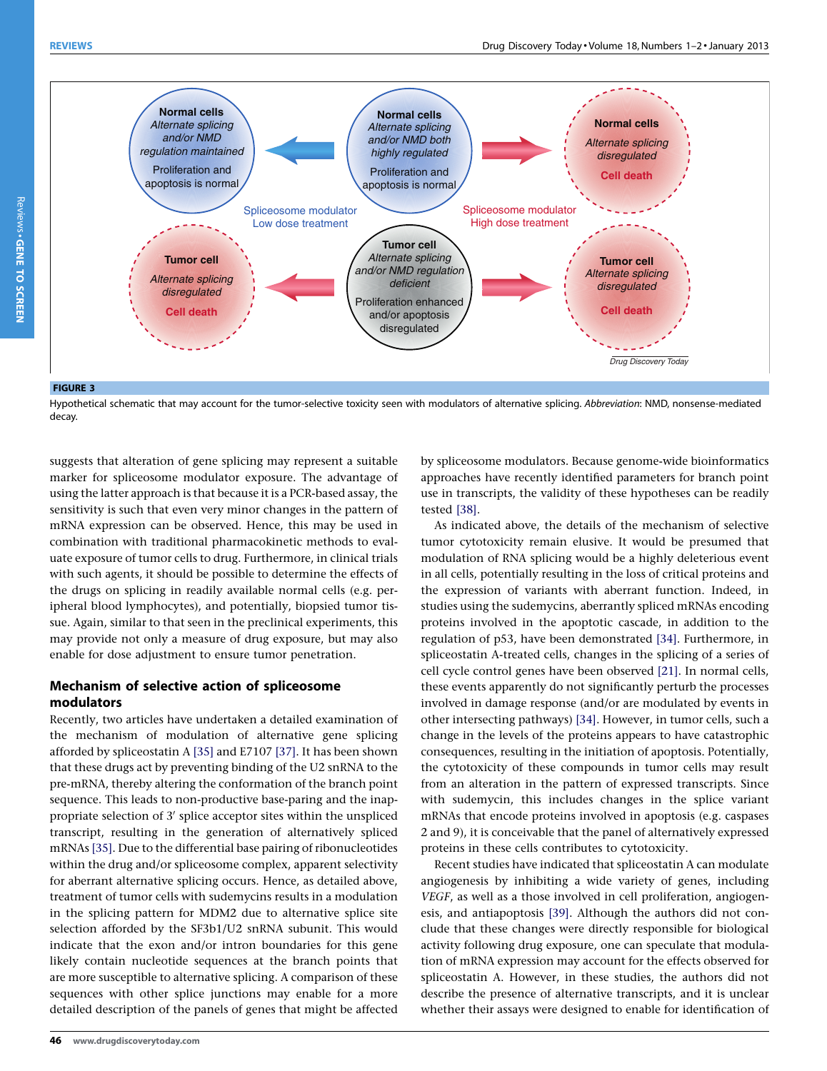**FIGURE 3**

Hypothetical schematic that may account for the tumor-selective toxicity seen with modulators of alternative splicing. *Abbreviation*: NMD, nonsense-mediated decay.

suggests that alteration of gene splicing may represent a suitable marker for spliceosome modulator exposure. The advantage of using the latter approach is that because it is a PCR-based assay, the sensitivity is such that even very minor changes in the pattern of mRNA expression can be observed. Hence, this may be used in combination with traditional pharmacokinetic methods to evaluate exposure of tumor cells to drug. Furthermore, in clinical trials with such agents, it should be possible to determine the effects of the drugs on splicing in readily available normal cells (e.g. peripheral blood lymphocytes), and potentially, biopsied tumor tissue. Again, similar to that seen in the preclinical experiments, this may provide not only a measure of drug exposure, but may also enable for dose adjustment to ensure tumor penetration.

## Mechanism of selective action of spliceosome modulators

Recently, two articles have undertaken a detailed examination of the mechanism of modulation of alternative gene splicing afforded by spliceostatin A [35] and E7107 [37]. It has been shown that these drugs act by preventing binding of the U2 snRNA to the pre-mRNA, thereby altering the conformation of the branch point sequence. This leads to non-productive base-paring and the inappropriate selection of 3′ splice acceptor sites within the unspliced transcript, resulting in the generation of alternatively spliced mRNAs [35]. Due to the differential base pairing of ribonucleotides within the drug and/or spliceosome complex, apparent selectivity for aberrant alternative splicing occurs. Hence, as detailed above, treatment of tumor cells with sudemycins results in a modulation in the splicing pattern for MDM2 due to alternative splice site selection afforded by the SF3b1/U2 snRNA subunit. This would indicate that the exon and/or intron boundaries for this gene likely contain nucleotide sequences at the branch points that are more susceptible to alternative splicing. A comparison of these sequences with other splice junctions may enable for a more detailed description of the panels of genes that might be affected by spliceosome modulators. Because genome-wide bioinformatics approaches have recently identified parameters for branch point use in transcripts, the validity of these hypotheses can be readily tested [38].

As indicated above, the details of the mechanism of selective tumor cytotoxicity remain elusive. It would be presumed that modulation of RNA splicing would be a highly deleterious event in all cells, potentially resulting in the loss of critical proteins and the expression of variants with aberrant function. Indeed, in studies using the sudemycins, aberrantly spliced mRNAs encoding proteins involved in the apoptotic cascade, in addition to the regulation of p53, have been demonstrated [34]. Furthermore, in spliceostatin A-treated cells, changes in the splicing of a series of cell cycle control genes have been observed [21]. In normal cells, these events apparently do not significantly perturb the processes involved in damage response (and/or are modulated by events in other intersecting pathways) [34]. However, in tumor cells, such a change in the levels of the proteins appears to have catastrophic consequences, resulting in the initiation of apoptosis. Potentially, the cytotoxicity of these compounds in tumor cells may result from an alteration in the pattern of expressed transcripts. Since with sudemycin, this includes changes in the splice variant mRNAs that encode proteins involved in apoptosis (e.g. caspases 2 and 9), it is conceivable that the panel of alternatively expressed proteins in these cells contributes to cytotoxicity.

Recent studies have indicated that spliceostatin A can modulate angiogenesis by inhibiting a wide variety of genes, including *VEGF*, as well as a those involved in cell proliferation, angiogenesis, and antiapoptosis [39]. Although the authors did not conclude that these changes were directly responsible for biological activity following drug exposure, one can speculate that modulation of mRNA expression may account for the effects observed for spliceostatin A. However, in these studies, the authors did not describe the presence of alternative transcripts, and it is unclear whether their assays were designed to enable for identification of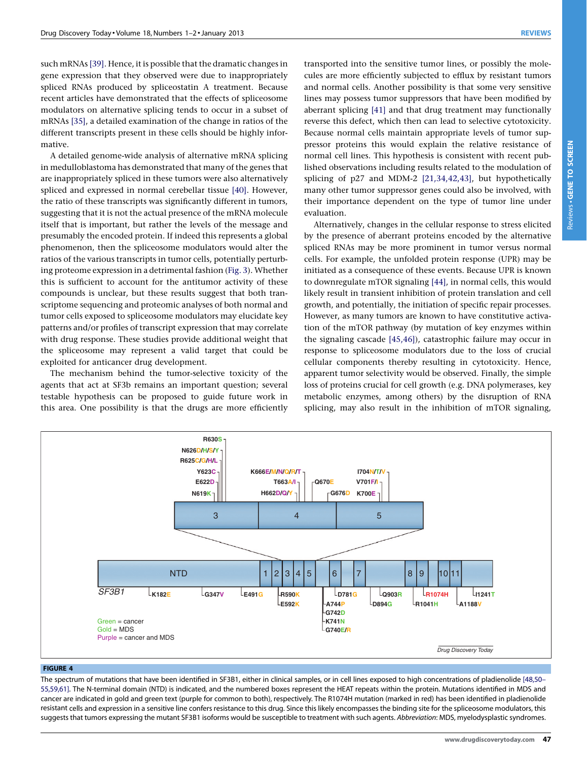such mRNAs [39]. Hence, it is possible that the dramatic changes in gene expression that they observed were due to inappropriately spliced RNAs produced by spliceostatin A treatment. Because recent articles have demonstrated that the effects of spliceosome modulators on alternative splicing tends to occur in a subset of mRNAs [35], a detailed examination of the change in ratios of the different transcripts present in these cells should be highly informative.

A detailed genome-wide analysis of alternative mRNA splicing in medulloblastoma has demonstrated that many of the genes that are inappropriately spliced in these tumors were also alternatively spliced and expressed in normal cerebellar tissue [40]. However, the ratio of these transcripts was significantly different in tumors, suggesting that it is not the actual presence of the mRNA molecule itself that is important, but rather the levels of the message and presumably the encoded protein. If indeed this represents a global phenomenon, then the spliceosome modulators would alter the ratios of the various transcripts in tumor cells, potentially perturbing proteome expression in a detrimental fashion (Fig. 3). Whether this is sufficient to account for the antitumor activity of these compounds is unclear, but these results suggest that both transcriptome sequencing and proteomic analyses of both normal and tumor cells exposed to spliceosome modulators may elucidate key patterns and/or profiles of transcript expression that may correlate with drug response. These studies provide additional weight that the spliceosome may represent a valid target that could be exploited for anticancer drug development.

The mechanism behind the tumor-selective toxicity of the agents that act at SF3b remains an important question; several testable hypothesis can be proposed to guide future work in this area. One possibility is that the drugs are more efficiently transported into the sensitive tumor lines, or possibly the molecules are more efficiently subjected to efflux by resistant tumors and normal cells. Another possibility is that some very sensitive lines may possess tumor suppressors that have been modified by aberrant splicing [41] and that drug treatment may functionally reverse this defect, which then can lead to selective cytotoxicity. Because normal cells maintain appropriate levels of tumor suppressor proteins this would explain the relative resistance of normal cell lines. This hypothesis is consistent with recent published observations including results related to the modulation of splicing of p27 and MDM-2 [21,34,42,43], but hypothetically many other tumor suppressor genes could also be involved, with their importance dependent on the type of tumor line under evaluation.

Alternatively, changes in the cellular response to stress elicited by the presence of aberrant proteins encoded by the alternative spliced RNAs may be more prominent in tumor versus normal cells. For example, the unfolded protein response (UPR) may be initiated as a consequence of these events. Because UPR is known to downregulate mTOR signaling [44], in normal cells, this would likely result in transient inhibition of protein translation and cell growth, and potentially, the initiation of specific repair processes. However, as many tumors are known to have constitutive activation of the mTOR pathway (by mutation of key enzymes within the signaling cascade [45,46]), catastrophic failure may occur in response to spliceosome modulators due to the loss of crucial cellular components thereby resulting in cytotoxicity. Hence, apparent tumor selectivity would be observed. Finally, the simple loss of proteins crucial for cell growth (e.g. DNA polymerases, key metabolic enzymes, among others) by the disruption of RNA splicing, may also result in the inhibition of mTOR signaling,

**FIGURE 4**

The spectrum of mutations that have been identified in SF3B1, either in clinical samples, or in cell lines exposed to high concentrations of pladienolide [48,50–55,59,61]. The N-terminal domain (NTD) is indicated, and the numbered boxes represent the HEAT repeats within the protein. Mutations identified in MDS and cancer are indicated in gold and green text (purple for common to both), respectively. The R1074H mutation (marked in red) has been identified in pladienolide resistant cells and expression in a sensitive line confers resistance to this drug. Since this likely encompasses the binding site for the spliceosome modulators, this suggests that tumors expressing the mutant SF3B1 isoforms would be susceptible to treatment with such agents. *Abbreviation*: MDS, myelodysplastic syndromes.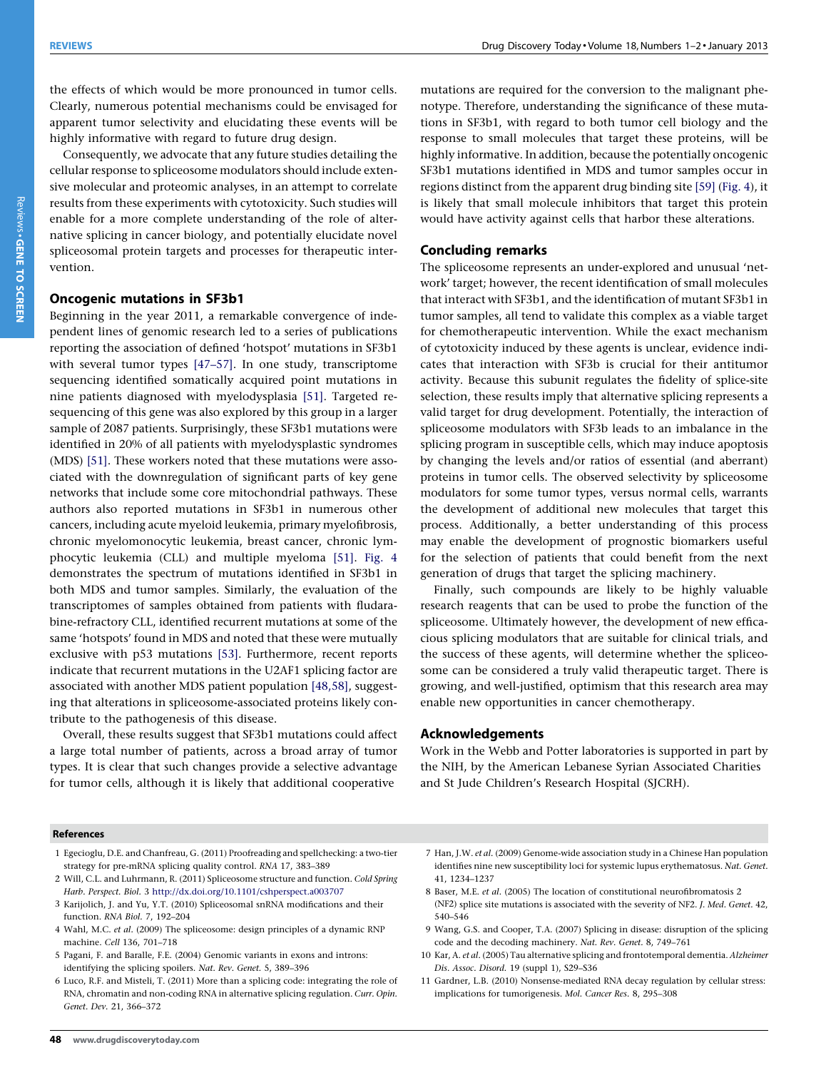the effects of which would be more pronounced in tumor cells. Clearly, numerous potential mechanisms could be envisaged for apparent tumor selectivity and elucidating these events will be highly informative with regard to future drug design.

Consequently, we advocate that any future studies detailing the cellular response to spliceosome modulators should include extensive molecular and proteomic analyses, in an attempt to correlate results from these experiments with cytotoxicity. Such studies will enable for a more complete understanding of the role of alternative splicing in cancer biology, and potentially elucidate novel spliceosomal protein targets and processes for therapeutic intervention.

## Oncogenic mutations in SF3b1

Beginning in the year 2011, a remarkable convergence of independent lines of genomic research led to a series of publications reporting the association of defined 'hotspot' mutations in SF3b1 with several tumor types [47–57]. In one study, transcriptome sequencing identified somatically acquired point mutations in nine patients diagnosed with myelodysplasia [51]. Targeted resequencing of this gene was also explored by this group in a larger sample of 2087 patients. Surprisingly, these SF3b1 mutations were identified in 20% of all patients with myelodysplastic syndromes (MDS) [51]. These workers noted that these mutations were associated with the downregulation of significant parts of key gene networks that include some core mitochondrial pathways. These authors also reported mutations in SF3b1 in numerous other cancers, including acute myeloid leukemia, primary myelofibrosis, chronic myelomonocytic leukemia, breast cancer, chronic lymphocytic leukemia (CLL) and multiple myeloma [51]. Fig. 4 demonstrates the spectrum of mutations identified in SF3b1 in both MDS and tumor samples. Similarly, the evaluation of the transcriptomes of samples obtained from patients with fludarabine-refractory CLL, identified recurrent mutations at some of the same 'hotspots' found in MDS and noted that these were mutually exclusive with p53 mutations [53]. Furthermore, recent reports indicate that recurrent mutations in the U2AF1 splicing factor are associated with another MDS patient population [48,58], suggesting that alterations in spliceosome-associated proteins likely contribute to the pathogenesis of this disease.

Overall, these results suggest that SF3b1 mutations could affect a large total number of patients, across a broad array of tumor types. It is clear that such changes provide a selective advantage for tumor cells, although it is likely that additional cooperative mutations are required for the conversion to the malignant phenotype. Therefore, understanding the significance of these mutations in SF3b1, with regard to both tumor cell biology and the response to small molecules that target these proteins, will be highly informative. In addition, because the potentially oncogenic SF3b1 mutations identified in MDS and tumor samples occur in regions distinct from the apparent drug binding site [59] (Fig. 4), it is likely that small molecule inhibitors that target this protein would have activity against cells that harbor these alterations.

## Concluding remarks

The spliceosome represents an under-explored and unusual 'network' target; however, the recent identification of small molecules that interact with SF3b1, and the identification of mutant SF3b1 in tumor samples, all tend to validate this complex as a viable target for chemotherapeutic intervention. While the exact mechanism of cytotoxicity induced by these agents is unclear, evidence indicates that interaction with SF3b is crucial for their antitumor activity. Because this subunit regulates the fidelity of splice-site selection, these results imply that alternative splicing represents a valid target for drug development. Potentially, the interaction of spliceosome modulators with SF3b leads to an imbalance in the splicing program in susceptible cells, which may induce apoptosis by changing the levels and/or ratios of essential (and aberrant) proteins in tumor cells. The observed selectivity by spliceosome modulators for some tumor types, versus normal cells, warrants the development of additional new molecules that target this process. Additionally, a better understanding of this process may enable the development of prognostic biomarkers useful for the selection of patients that could benefit from the next generation of drugs that target the splicing machinery.

Finally, such compounds are likely to be highly valuable research reagents that can be used to probe the function of the spliceosome. Ultimately however, the development of new efficacious splicing modulators that are suitable for clinical trials, and the success of these agents, will determine whether the spliceosome can be considered a truly valid therapeutic target. There is growing, and well-justified, optimism that this research area may enable new opportunities in cancer chemotherapy.

## Acknowledgements

Work in the Webb and Potter laboratories is supported in part by the NIH, by the American Lebanese Syrian Associated Charities and St Jude Children's Research Hospital (SJCRH).

## References

1 Egecioglu, D.E. and Chanfreau, G. (2011) Proofreading and spellchecking: a two-tier strategy for pre-mRNA splicing quality control. *RNA* 17, 383–389

2 Will, C.L. and Luhrmann, R. (2011) Spliceosome structure and function. *Cold Spring Harb. Perspect. Biol.* 3 http://dx.doi.org/10.1101/cshperspect.a003707

3 Karijolich, J. and Yu, Y.T. (2010) Spliceosomal snRNA modifications and their function. *RNA Biol.* 7, 192–204

4 Wahl, M.C. *et al.* (2009) The spliceosome: design principles of a dynamic RNP machine. *Cell* 136, 701–718

5 Pagani, F. and Baralle, F.E. (2004) Genomic variants in exons and introns: identifying the splicing spoilers. *Nat. Rev. Genet.* 5, 389–396

6 Luco, R.F. and Misteli, T. (2011) More than a splicing code: integrating the role of RNA, chromatin and non-coding RNA in alternative splicing regulation. *Curr. Opin. Genet. Dev.* 21, 366–372

7 Han, J.W. *et al.* (2009) Genome-wide association study in a Chinese Han population identifies nine new susceptibility loci for systemic lupus erythematosus. *Nat. Genet.* 41, 1234–1237

8 Baser, M.E. *et al.* (2005) The location of constitutional neurofibromatosis 2 (NF2) splice site mutations is associated with the severity of NF2. *J. Med. Genet.* 42, 540–546

9 Wang, G.S. and Cooper, T.A. (2007) Splicing in disease: disruption of the splicing code and the decoding machinery. *Nat. Rev. Genet.* 8, 749–761

10 Kar, A. *et al.* (2005) Tau alternative splicing and frontotemporal dementia. *Alzheimer Dis. Assoc. Disord.* 19 (suppl 1), S29–S36

11 Gardner, L.B. (2010) Nonsense-mediated RNA decay regulation by cellular stress: implications for tumorigenesis. *Mol. Cancer Res.* 8, 295–308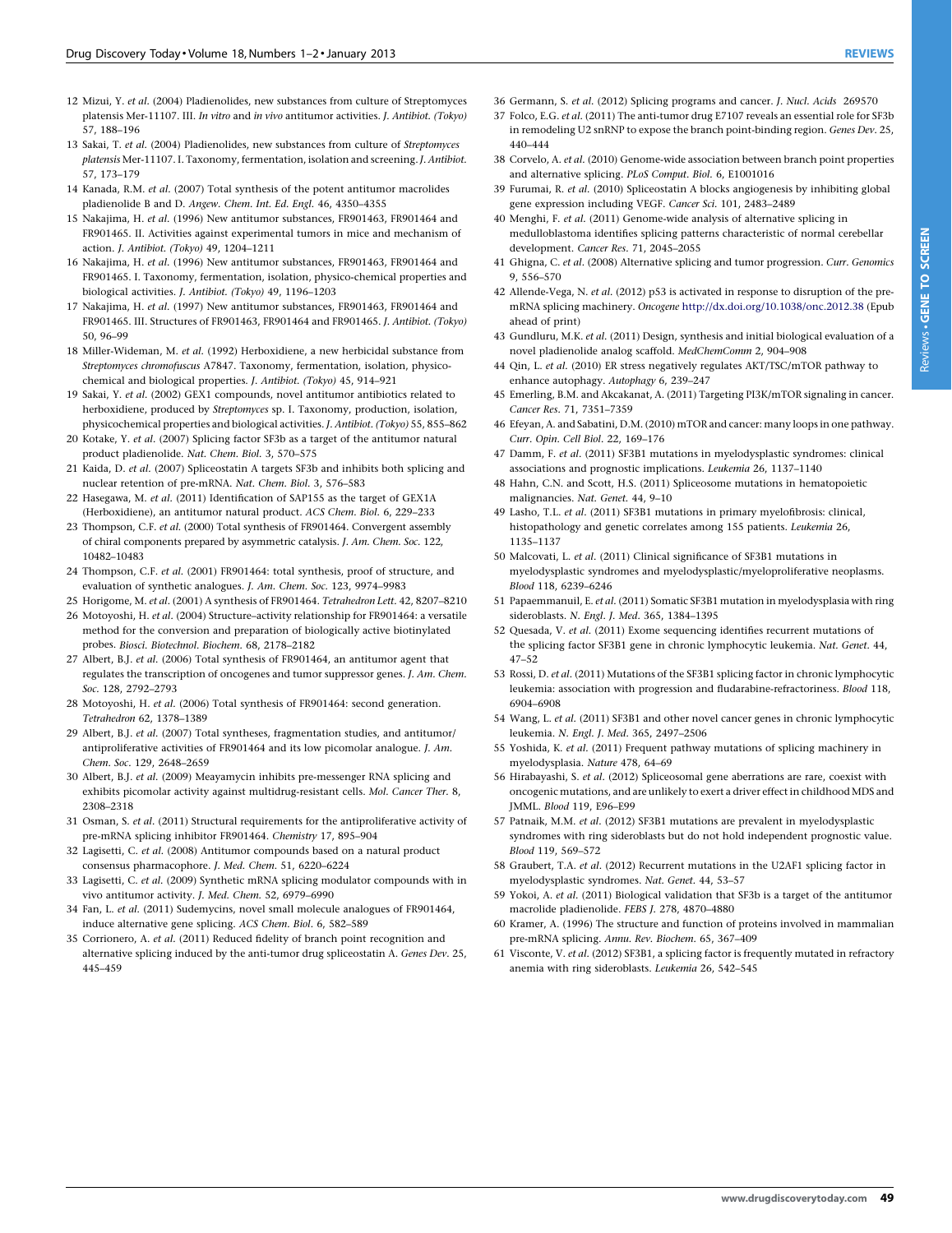12 Mizui, Y. *et al.* (2004) Pladienolides, new substances from culture of Streptomyces platensis Mer-11107. III. *In vitro* and *in vivo* antitumor activities. *J. Antibiot. (Tokyo)* 57, 188–196

13 Sakai, T. *et al.* (2004) Pladienolides, new substances from culture of *Streptomyces platensis* Mer-11107. I. Taxonomy, fermentation, isolation and screening. *J. Antibiot.* 57, 173–179

14 Kanada, R.M. *et al.* (2007) Total synthesis of the potent antitumor macrolides pladienolide B and D. *Angew. Chem. Int. Ed. Engl.* 46, 4350–4355

15 Nakajima, H. *et al.* (1996) New antitumor substances, FR901463, FR901464 and FR901465. II. Activities against experimental tumors in mice and mechanism of action. *J. Antibiot. (Tokyo)* 49, 1204–1211

16 Nakajima, H. *et al.* (1996) New antitumor substances, FR901463, FR901464 and FR901465. I. Taxonomy, fermentation, isolation, physico-chemical properties and biological activities. *J. Antibiot. (Tokyo)* 49, 1196–1203

17 Nakajima, H. *et al.* (1997) New antitumor substances, FR901463, FR901464 and FR901465. III. Structures of FR901463, FR901464 and FR901465. *J. Antibiot. (Tokyo)* 50, 96–99

18 Miller-Wideman, M. *et al.* (1992) Herboxidiene, a new herbicidal substance from *Streptomyces chromofuscus* A7847. Taxonomy, fermentation, isolation, physico-chemical and biological properties. *J. Antibiot. (Tokyo)* 45, 914–921

19 Sakai, Y. *et al.* (2002) GEX1 compounds, novel antitumor antibiotics related to herboxidiene, produced by *Streptomyces* sp. I. Taxonomy, production, isolation, physicochemical properties and biological activities. *J. Antibiot. (Tokyo)* 55, 855–862

20 Kotake, Y. *et al.* (2007) Splicing factor SF3b as a target of the antitumor natural product pladienolide. *Nat. Chem. Biol.* 3, 570–575

21 Kaida, D. *et al.* (2007) Spliceostatin A targets SF3b and inhibits both splicing and nuclear retention of pre-mRNA. *Nat. Chem. Biol.* 3, 576–583

22 Hasegawa, M. *et al.* (2011) Identification of SAP155 as the target of GEX1A (Herboxidiene), an antitumor natural product. *ACS Chem. Biol.* 6, 229–233

23 Thompson, C.F. *et al.* (2000) Total synthesis of FR901464. Convergent assembly of chiral components prepared by asymmetric catalysis. *J. Am. Chem. Soc.* 122, 10482–10483

24 Thompson, C.F. *et al.* (2001) FR901464: total synthesis, proof of structure, and evaluation of synthetic analogues. *J. Am. Chem. Soc.* 123, 9974–9983

25 Horigome, M. *et al.* (2001) A synthesis of FR901464. *Tetrahedron Lett.* 42, 8207–8210

26 Motoyoshi, H. *et al.* (2004) Structure–activity relationship for FR901464: a versatile method for the conversion and preparation of biologically active biotinylated probes. *Biosci. Biotechnol. Biochem.* 68, 2178–2182

27 Albert, B.J. *et al.* (2006) Total synthesis of FR901464, an antitumor agent that regulates the transcription of oncogenes and tumor suppressor genes. *J. Am. Chem. Soc.* 128, 2792–2793

28 Motoyoshi, H. *et al.* (2006) Total synthesis of FR901464: second generation. *Tetrahedron* 62, 1378–1389

29 Albert, B.J. *et al.* (2007) Total syntheses, fragmentation studies, and antitumor/antiproliferative activities of FR901464 and its low picomolar analogue. *J. Am. Chem. Soc.* 129, 2648–2659

30 Albert, B.J. *et al.* (2009) Meayamycin inhibits pre-messenger RNA splicing and exhibits picomolar activity against multidrug-resistant cells. *Mol. Cancer Ther.* 8, 2308–2318

31 Osman, S. *et al.* (2011) Structural requirements for the antiproliferative activity of pre-mRNA splicing inhibitor FR901464. *Chemistry* 17, 895–904

32 Lagisetti, C. *et al.* (2008) Antitumor compounds based on a natural product consensus pharmacophore. *J. Med. Chem.* 51, 6220–6224

33 Lagisetti, C. *et al.* (2009) Synthetic mRNA splicing modulator compounds with in vivo antitumor activity. *J. Med. Chem.* 52, 6979–6990

34 Fan, L. *et al.* (2011) Sudemycins, novel small molecule analogues of FR901464, induce alternative gene splicing. *ACS Chem. Biol.* 6, 582–589

35 Corrionero, A. *et al.* (2011) Reduced fidelity of branch point recognition and alternative splicing induced by the anti-tumor drug spliceostatin A. *Genes Dev.* 25, 445–459

36 Germann, S. *et al.* (2012) Splicing programs and cancer. *J. Nucl. Acids* 269570

37 Folco, E.G. *et al.* (2011) The anti-tumor drug E7107 reveals an essential role for SF3b in remodeling U2 snRNP to expose the branch point-binding region. *Genes Dev.* 25, 440–444

38 Corvelo, A. *et al.* (2010) Genome-wide association between branch point properties and alternative splicing. *PLoS Comput. Biol.* 6, E1001016

39 Furumai, R. *et al.* (2010) Spliceostatin A blocks angiogenesis by inhibiting global gene expression including VEGF. *Cancer Sci.* 101, 2483–2489

40 Menghi, F. *et al.* (2011) Genome-wide analysis of alternative splicing in medulloblastoma identifies splicing patterns characteristic of normal cerebellar development. *Cancer Res.* 71, 2045–2055

41 Ghigna, C. *et al.* (2008) Alternative splicing and tumor progression. *Curr. Genomics* 9, 556–570

42 Allende-Vega, N. *et al.* (2012) p53 is activated in response to disruption of the pre-mRNA splicing machinery. *Oncogene* http://dx.doi.org/10.1038/onc.2012.38 (Epub ahead of print)

43 Gundluru, M.K. *et al.* (2011) Design, synthesis and initial biological evaluation of a novel pladienolide analog scaffold. *MedChemComm* 2, 904–908

44 Qin, L. *et al.* (2010) ER stress negatively regulates AKT/TSC/mTOR pathway to enhance autophagy. *Autophagy* 6, 239–247

45 Emerling, B.M. and Akcakanat, A. (2011) Targeting PI3K/mTOR signaling in cancer. *Cancer Res.* 71, 7351–7359

46 Efeyan, A. and Sabatini, D.M. (2010) mTOR and cancer: many loops in one pathway. *Curr. Opin. Cell Biol.* 22, 169–176

47 Damm, F. *et al.* (2011) SF3B1 mutations in myelodysplastic syndromes: clinical associations and prognostic implications. *Leukemia* 26, 1137–1140

48 Hahn, C.N. and Scott, H.S. (2011) Spliceosome mutations in hematopoietic malignancies. *Nat. Genet.* 44, 9–10

49 Lasho, T.L. *et al.* (2011) SF3B1 mutations in primary myelofibrosis: clinical, histopathology and genetic correlates among 155 patients. *Leukemia* 26, 1135–1137

50 Malcovati, L. *et al.* (2011) Clinical significance of SF3B1 mutations in myelodysplastic syndromes and myelodysplastic/myeloproliferative neoplasms. *Blood* 118, 6239–6246

51 Papaemmanuil, E. *et al.* (2011) Somatic SF3B1 mutation in myelodysplasia with ring sideroblasts. *N. Engl. J. Med.* 365, 1384–1395

52 Quesada, V. *et al.* (2011) Exome sequencing identifies recurrent mutations of the splicing factor SF3B1 gene in chronic lymphocytic leukemia. *Nat. Genet.* 44, 47–52

53 Rossi, D. *et al.* (2011) Mutations of the SF3B1 splicing factor in chronic lymphocytic leukemia: association with progression and fludarabine-refractoriness. *Blood* 118, 6904–6908

54 Wang, L. *et al.* (2011) SF3B1 and other novel cancer genes in chronic lymphocytic leukemia. *N. Engl. J. Med.* 365, 2497–2506

55 Yoshida, K. *et al.* (2011) Frequent pathway mutations of splicing machinery in myelodysplasia. *Nature* 478, 64–69

56 Hirabayashi, S. *et al.* (2012) Spliceosomal gene aberrations are rare, coexist with oncogenic mutations, and are unlikely to exert a driver effect in childhood MDS and JMML. *Blood* 119, E96–E99

57 Patnaik, M.M. *et al.* (2012) SF3B1 mutations are prevalent in myelodysplastic syndromes with ring sideroblasts but do not hold independent prognostic value. *Blood* 119, 569–572

58 Graubert, T.A. *et al.* (2012) Recurrent mutations in the U2AF1 splicing factor in myelodysplastic syndromes. *Nat. Genet.* 44, 53–57

59 Yokoi, A. *et al.* (2011) Biological validation that SF3b is a target of the antitumor macrolide pladienolide. *FEBS J.* 278, 4870–4880

60 Kramer, A. (1996) The structure and function of proteins involved in mammalian pre-mRNA splicing. *Annu. Rev. Biochem.* 65, 367–409

61 Visconte, V. *et al.* (2012) SF3B1, a splicing factor is frequently mutated in refractory anemia with ring sideroblasts. *Leukemia* 26, 542–545